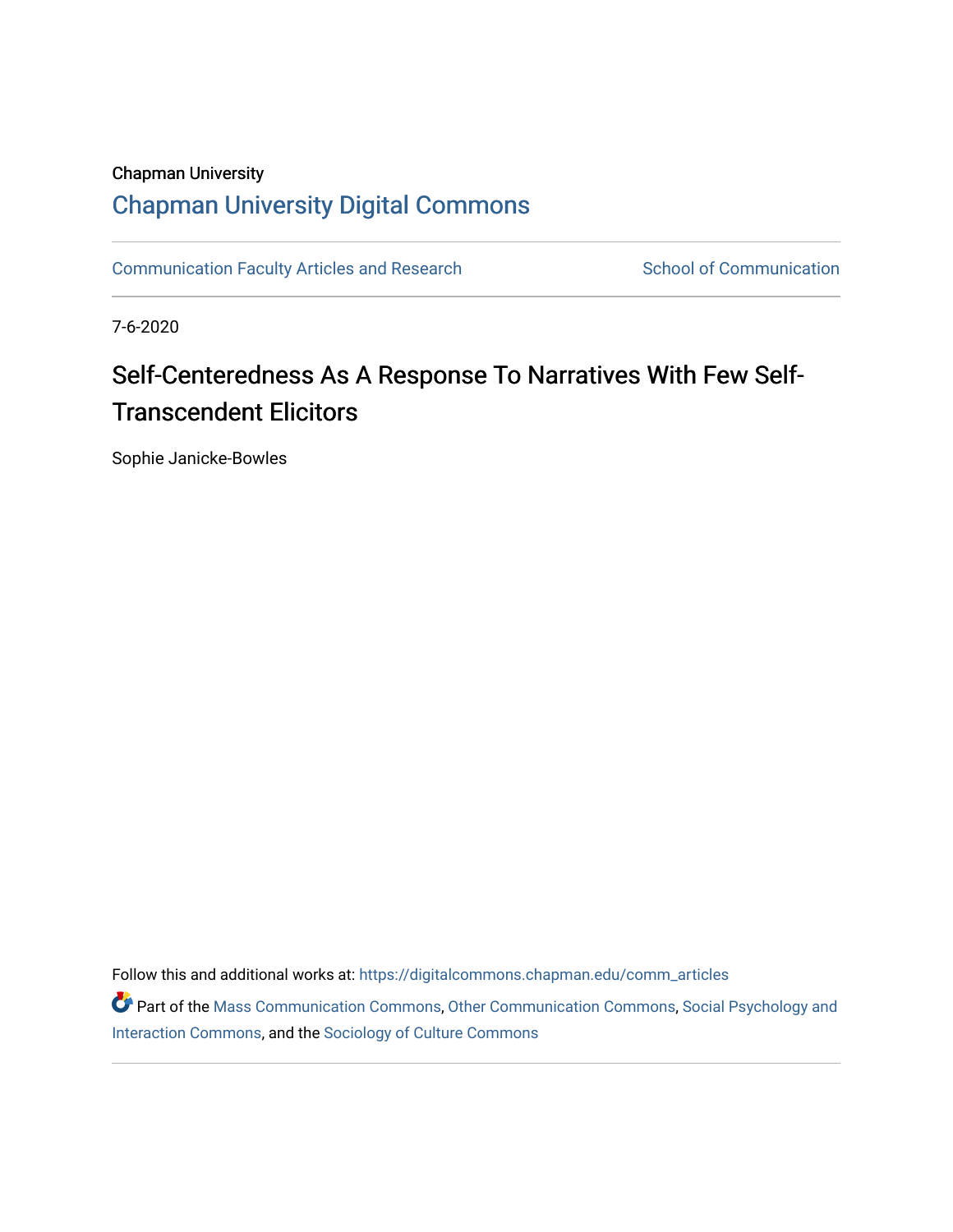Chapman University

## Chapman University Digital Commons

Communication Faculty Articles and Research

School of Communication

7-6-2020

# Self-Centeredness As A Response To Narratives With Few Self-Transcendent Elicitors

Sophie Janicke-Bowles

Follow this and additional works at: https://digitalcommons.chapman.edu/comm_articles

Part of the Mass Communication Commons, Other Communication Commons, Social Psychology and Interaction Commons, and the Sociology of Culture Commons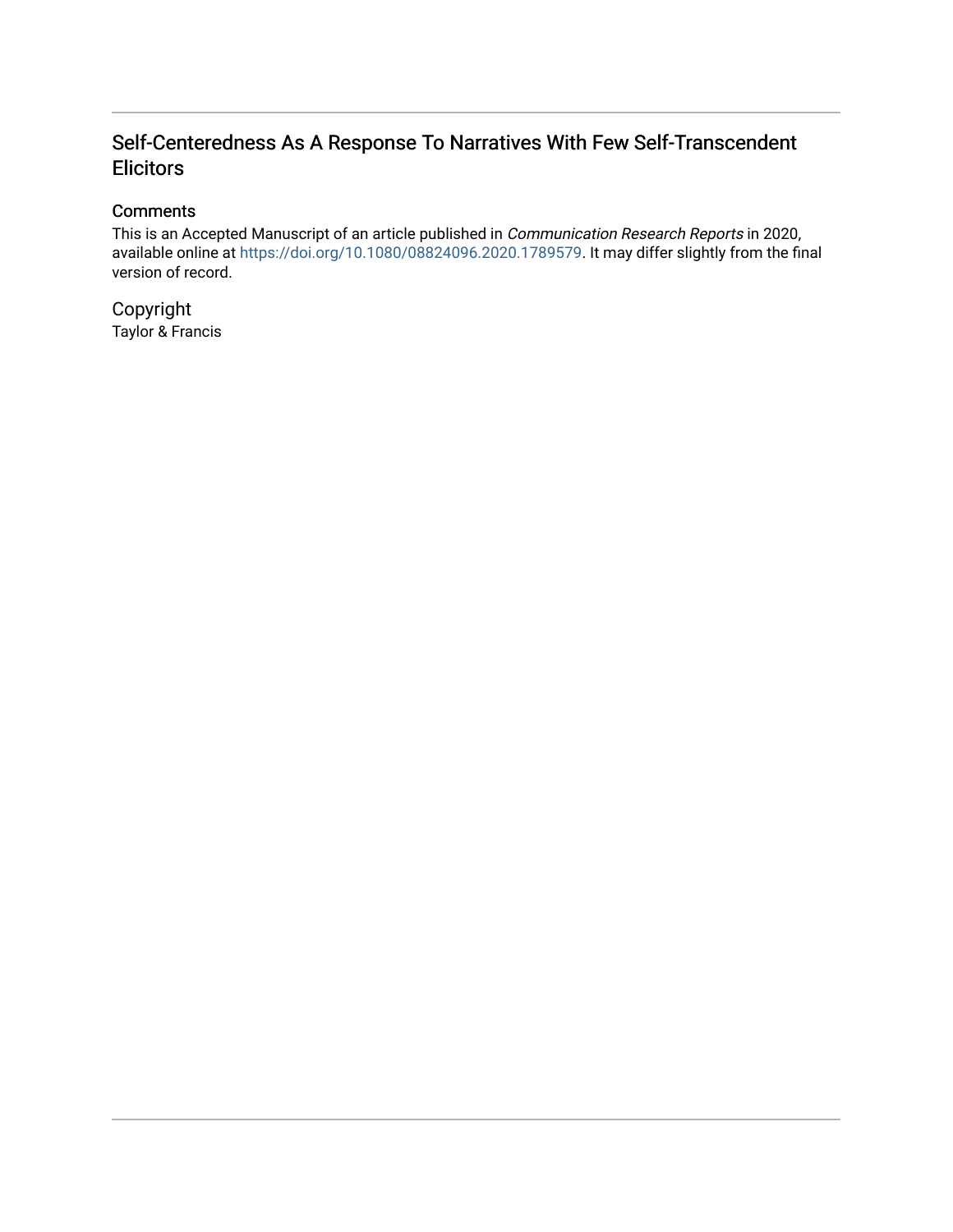# Self-Centeredness As A Response To Narratives With Few Self-Transcendent Elicitors

## Comments

This is an Accepted Manuscript of an article published in *Communication Research Reports* in 2020, available online at https://doi.org/10.1080/08824096.2020.1789579. It may differ slightly from the final version of record.

## Copyright

Taylor & Francis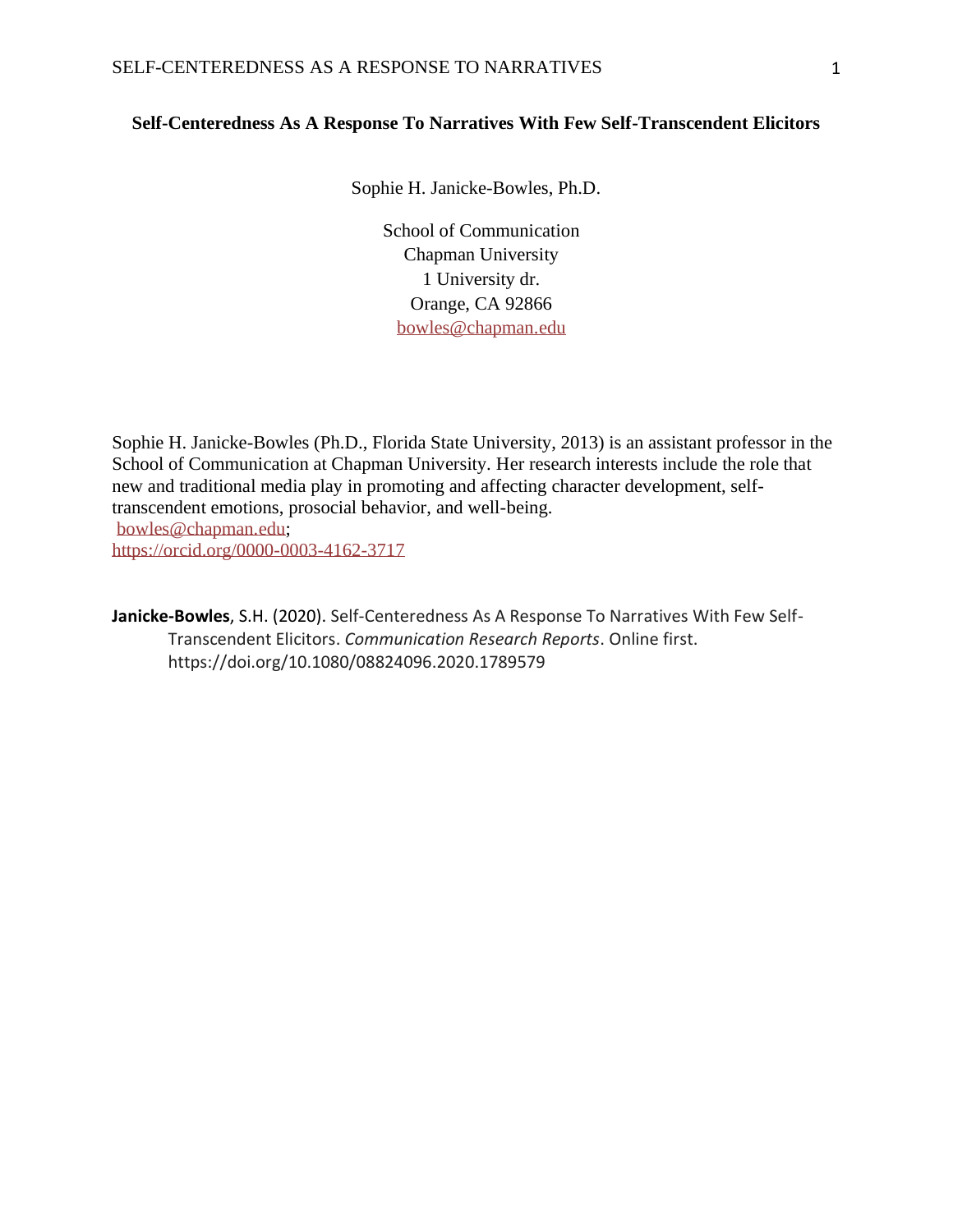**Self-Centeredness As A Response To Narratives With Few Self-Transcendent Elicitors**

Sophie H. Janicke-Bowles, Ph.D.

School of Communication
Chapman University
1 University dr.
Orange, CA 92866
bowles@chapman.edu

Sophie H. Janicke-Bowles (Ph.D., Florida State University, 2013) is an assistant professor in the School of Communication at Chapman University. Her research interests include the role that new and traditional media play in promoting and affecting character development, self-transcendent emotions, prosocial behavior, and well-being.
bowles@chapman.edu;
https://orcid.org/0000-0003-4162-3717

**Janicke-Bowles**, S.H. (2020). Self-Centeredness As A Response To Narratives With Few Self-Transcendent Elicitors. *Communication Research Reports*. Online first. https://doi.org/10.1080/08824096.2020.1789579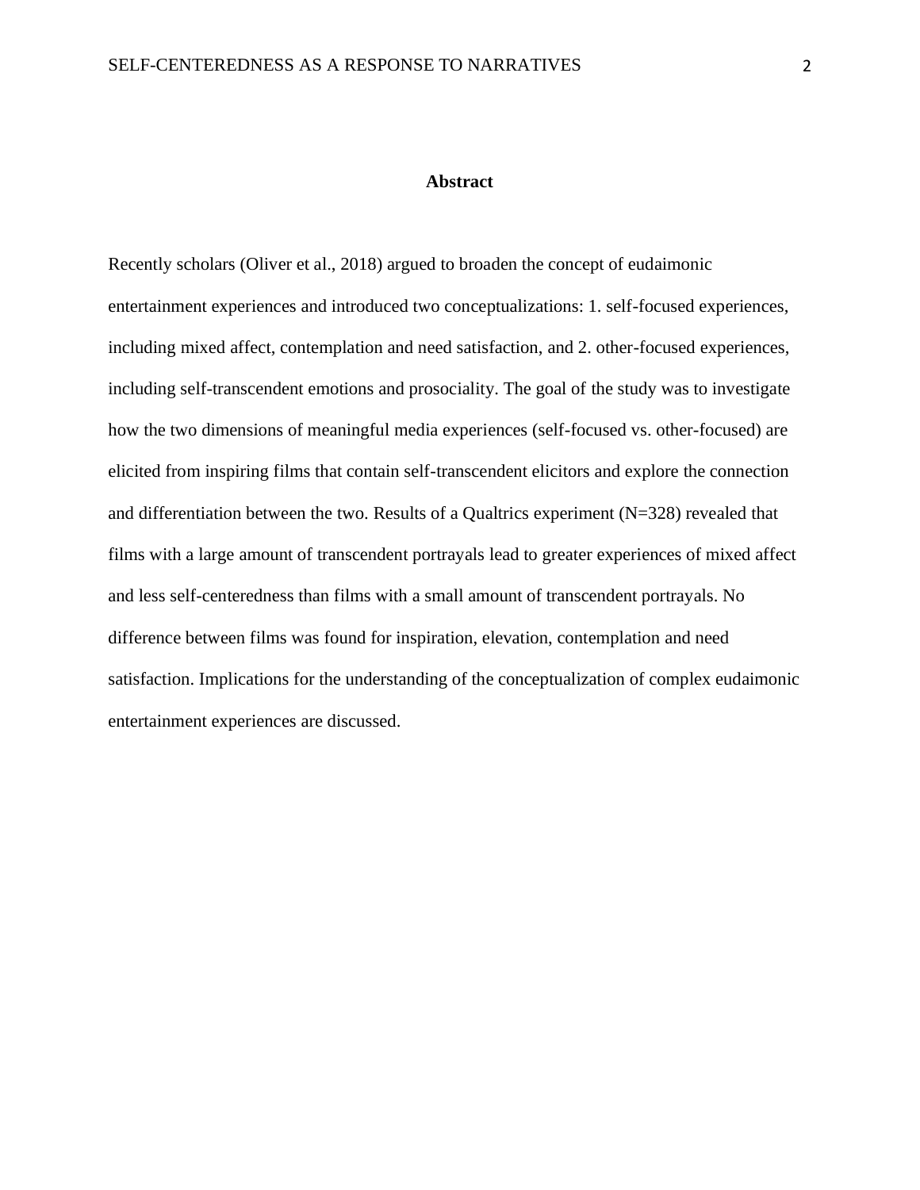# Abstract

Recently scholars (Oliver et al., 2018) argued to broaden the concept of eudaimonic entertainment experiences and introduced two conceptualizations: 1. self-focused experiences, including mixed affect, contemplation and need satisfaction, and 2. other-focused experiences, including self-transcendent emotions and prosociality. The goal of the study was to investigate how the two dimensions of meaningful media experiences (self-focused vs. other-focused) are elicited from inspiring films that contain self-transcendent elicitors and explore the connection and differentiation between the two. Results of a Qualtrics experiment (N=328) revealed that films with a large amount of transcendent portrayals lead to greater experiences of mixed affect and less self-centeredness than films with a small amount of transcendent portrayals. No difference between films was found for inspiration, elevation, contemplation and need satisfaction. Implications for the understanding of the conceptualization of complex eudaimonic entertainment experiences are discussed.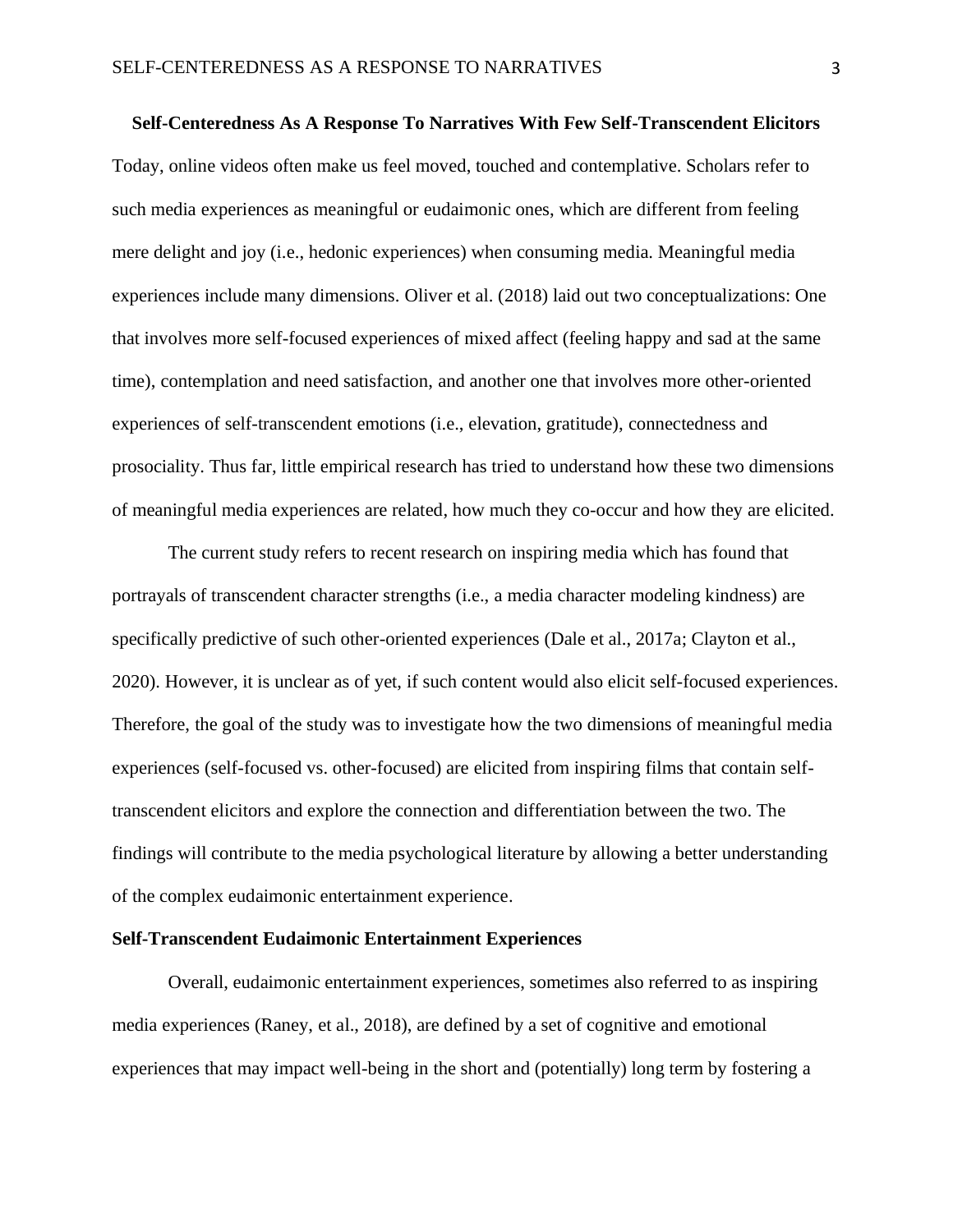## Self-Centeredness As A Response To Narratives With Few Self-Transcendent Elicitors

Today, online videos often make us feel moved, touched and contemplative. Scholars refer to such media experiences as meaningful or eudaimonic ones, which are different from feeling mere delight and joy (i.e., hedonic experiences) when consuming media. Meaningful media experiences include many dimensions. Oliver et al. (2018) laid out two conceptualizations: One that involves more self-focused experiences of mixed affect (feeling happy and sad at the same time), contemplation and need satisfaction, and another one that involves more other-oriented experiences of self-transcendent emotions (i.e., elevation, gratitude), connectedness and prosociality. Thus far, little empirical research has tried to understand how these two dimensions of meaningful media experiences are related, how much they co-occur and how they are elicited.

The current study refers to recent research on inspiring media which has found that portrayals of transcendent character strengths (i.e., a media character modeling kindness) are specifically predictive of such other-oriented experiences (Dale et al., 2017a; Clayton et al., 2020). However, it is unclear as of yet, if such content would also elicit self-focused experiences. Therefore, the goal of the study was to investigate how the two dimensions of meaningful media experiences (self-focused vs. other-focused) are elicited from inspiring films that contain self-transcendent elicitors and explore the connection and differentiation between the two. The findings will contribute to the media psychological literature by allowing a better understanding of the complex eudaimonic entertainment experience.

### Self-Transcendent Eudaimonic Entertainment Experiences

Overall, eudaimonic entertainment experiences, sometimes also referred to as inspiring media experiences (Raney, et al., 2018), are defined by a set of cognitive and emotional experiences that may impact well-being in the short and (potentially) long term by fostering a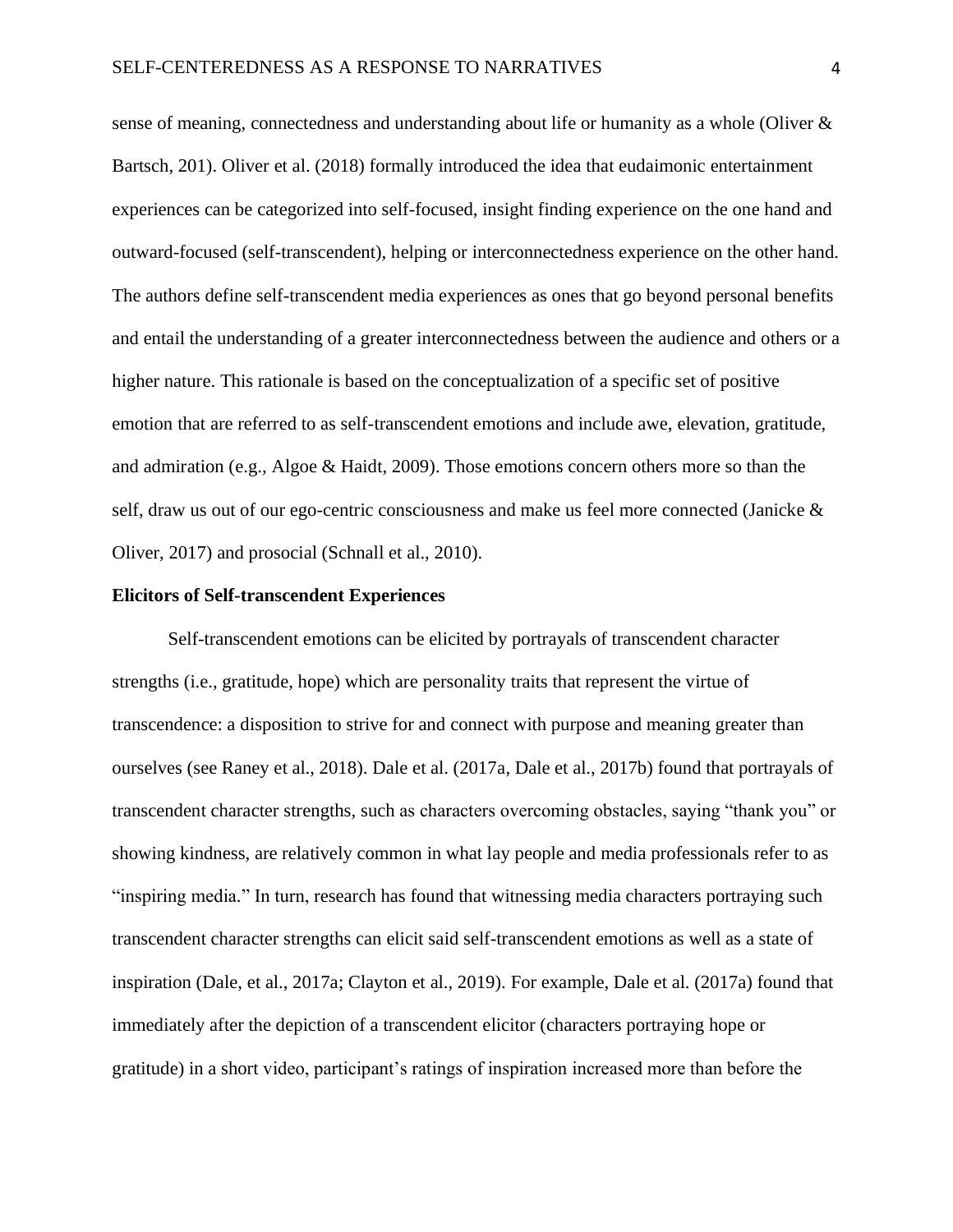sense of meaning, connectedness and understanding about life or humanity as a whole (Oliver & Bartsch, 201). Oliver et al. (2018) formally introduced the idea that eudaimonic entertainment experiences can be categorized into self-focused, insight finding experience on the one hand and outward-focused (self-transcendent), helping or interconnectedness experience on the other hand. The authors define self-transcendent media experiences as ones that go beyond personal benefits and entail the understanding of a greater interconnectedness between the audience and others or a higher nature. This rationale is based on the conceptualization of a specific set of positive emotion that are referred to as self-transcendent emotions and include awe, elevation, gratitude, and admiration (e.g., Algoe & Haidt, 2009). Those emotions concern others more so than the self, draw us out of our ego-centric consciousness and make us feel more connected (Janicke & Oliver, 2017) and prosocial (Schnall et al., 2010).

**Elicitors of Self-transcendent Experiences**

Self-transcendent emotions can be elicited by portrayals of transcendent character strengths (i.e., gratitude, hope) which are personality traits that represent the virtue of transcendence: a disposition to strive for and connect with purpose and meaning greater than ourselves (see Raney et al., 2018). Dale et al. (2017a, Dale et al., 2017b) found that portrayals of transcendent character strengths, such as characters overcoming obstacles, saying "thank you" or showing kindness, are relatively common in what lay people and media professionals refer to as "inspiring media." In turn, research has found that witnessing media characters portraying such transcendent character strengths can elicit said self-transcendent emotions as well as a state of inspiration (Dale, et al., 2017a; Clayton et al., 2019). For example, Dale et al. (2017a) found that immediately after the depiction of a transcendent elicitor (characters portraying hope or gratitude) in a short video, participant's ratings of inspiration increased more than before the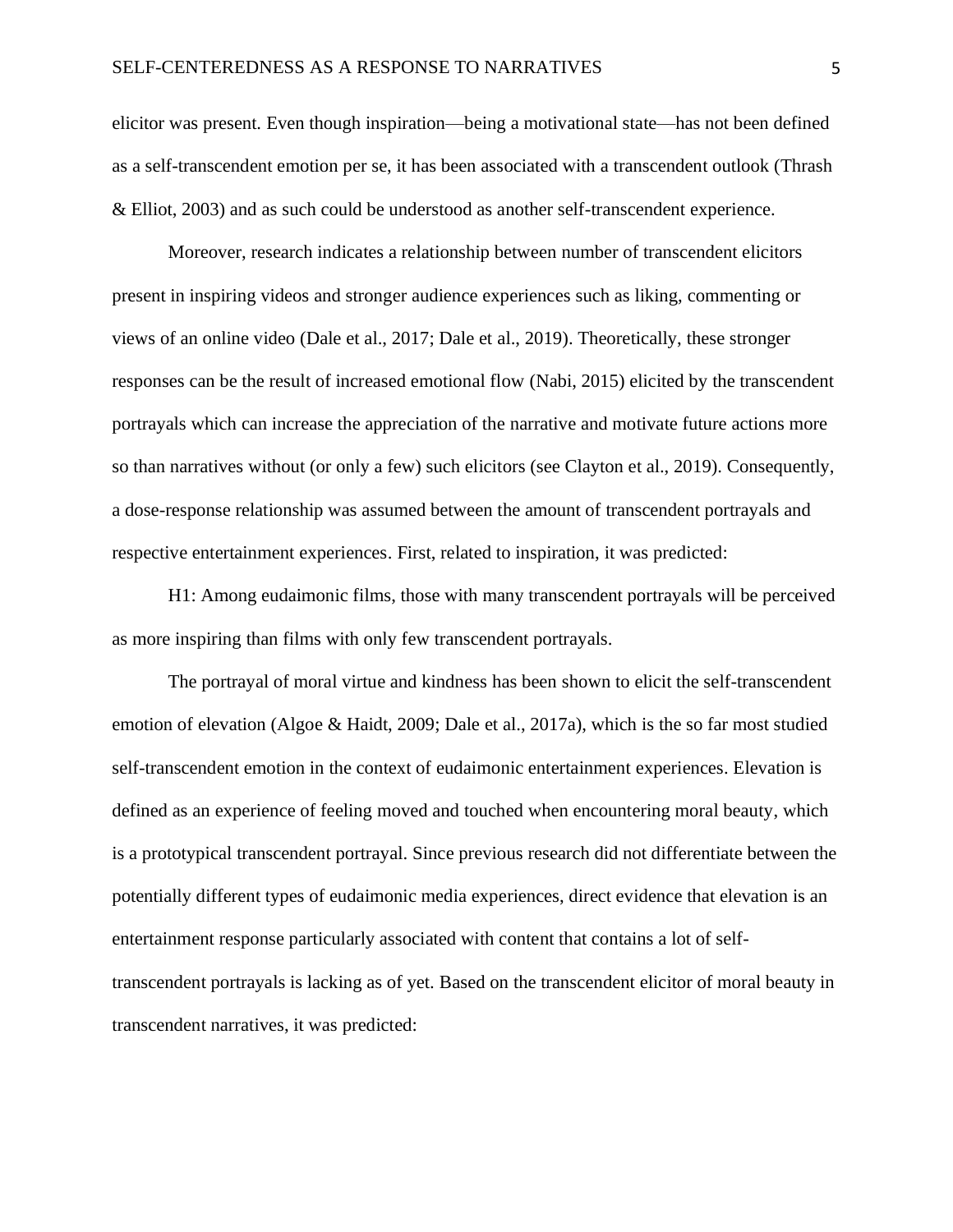elicitor was present. Even though inspiration—being a motivational state—has not been defined as a self-transcendent emotion per se, it has been associated with a transcendent outlook (Thrash & Elliot, 2003) and as such could be understood as another self-transcendent experience.

Moreover, research indicates a relationship between number of transcendent elicitors present in inspiring videos and stronger audience experiences such as liking, commenting or views of an online video (Dale et al., 2017; Dale et al., 2019). Theoretically, these stronger responses can be the result of increased emotional flow (Nabi, 2015) elicited by the transcendent portrayals which can increase the appreciation of the narrative and motivate future actions more so than narratives without (or only a few) such elicitors (see Clayton et al., 2019). Consequently, a dose-response relationship was assumed between the amount of transcendent portrayals and respective entertainment experiences. First, related to inspiration, it was predicted:

H1: Among eudaimonic films, those with many transcendent portrayals will be perceived as more inspiring than films with only few transcendent portrayals.

The portrayal of moral virtue and kindness has been shown to elicit the self-transcendent emotion of elevation (Algoe & Haidt, 2009; Dale et al., 2017a), which is the so far most studied self-transcendent emotion in the context of eudaimonic entertainment experiences. Elevation is defined as an experience of feeling moved and touched when encountering moral beauty, which is a prototypical transcendent portrayal. Since previous research did not differentiate between the potentially different types of eudaimonic media experiences, direct evidence that elevation is an entertainment response particularly associated with content that contains a lot of self-transcendent portrayals is lacking as of yet. Based on the transcendent elicitor of moral beauty in transcendent narratives, it was predicted: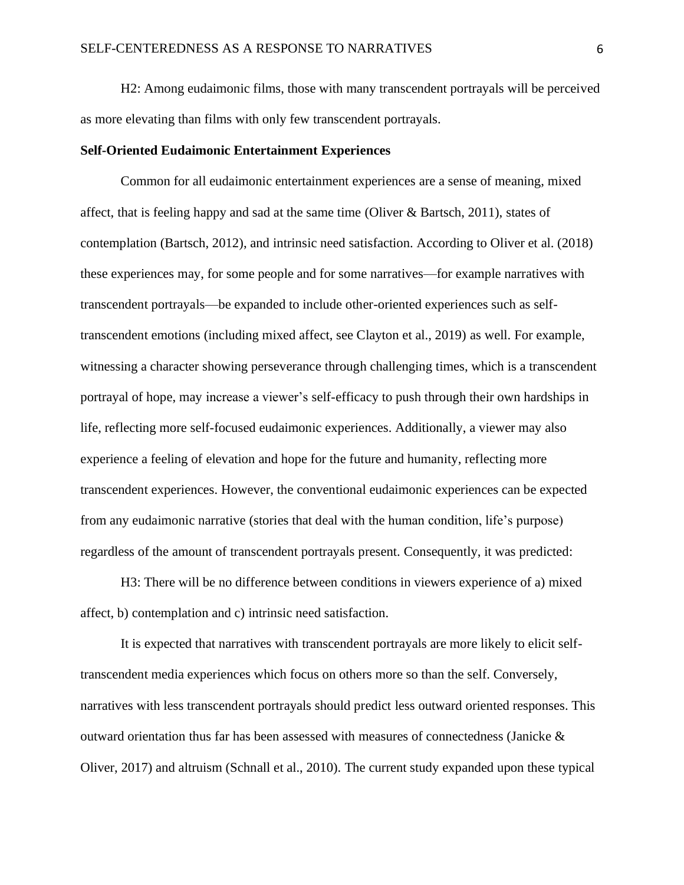H2: Among eudaimonic films, those with many transcendent portrayals will be perceived as more elevating than films with only few transcendent portrayals.

### Self-Oriented Eudaimonic Entertainment Experiences

Common for all eudaimonic entertainment experiences are a sense of meaning, mixed affect, that is feeling happy and sad at the same time (Oliver & Bartsch, 2011), states of contemplation (Bartsch, 2012), and intrinsic need satisfaction. According to Oliver et al. (2018) these experiences may, for some people and for some narratives—for example narratives with transcendent portrayals—be expanded to include other-oriented experiences such as self-transcendent emotions (including mixed affect, see Clayton et al., 2019) as well. For example, witnessing a character showing perseverance through challenging times, which is a transcendent portrayal of hope, may increase a viewer's self-efficacy to push through their own hardships in life, reflecting more self-focused eudaimonic experiences. Additionally, a viewer may also experience a feeling of elevation and hope for the future and humanity, reflecting more transcendent experiences. However, the conventional eudaimonic experiences can be expected from any eudaimonic narrative (stories that deal with the human condition, life's purpose) regardless of the amount of transcendent portrayals present. Consequently, it was predicted:

H3: There will be no difference between conditions in viewers experience of a) mixed affect, b) contemplation and c) intrinsic need satisfaction.

It is expected that narratives with transcendent portrayals are more likely to elicit self-transcendent media experiences which focus on others more so than the self. Conversely, narratives with less transcendent portrayals should predict less outward oriented responses. This outward orientation thus far has been assessed with measures of connectedness (Janicke & Oliver, 2017) and altruism (Schnall et al., 2010). The current study expanded upon these typical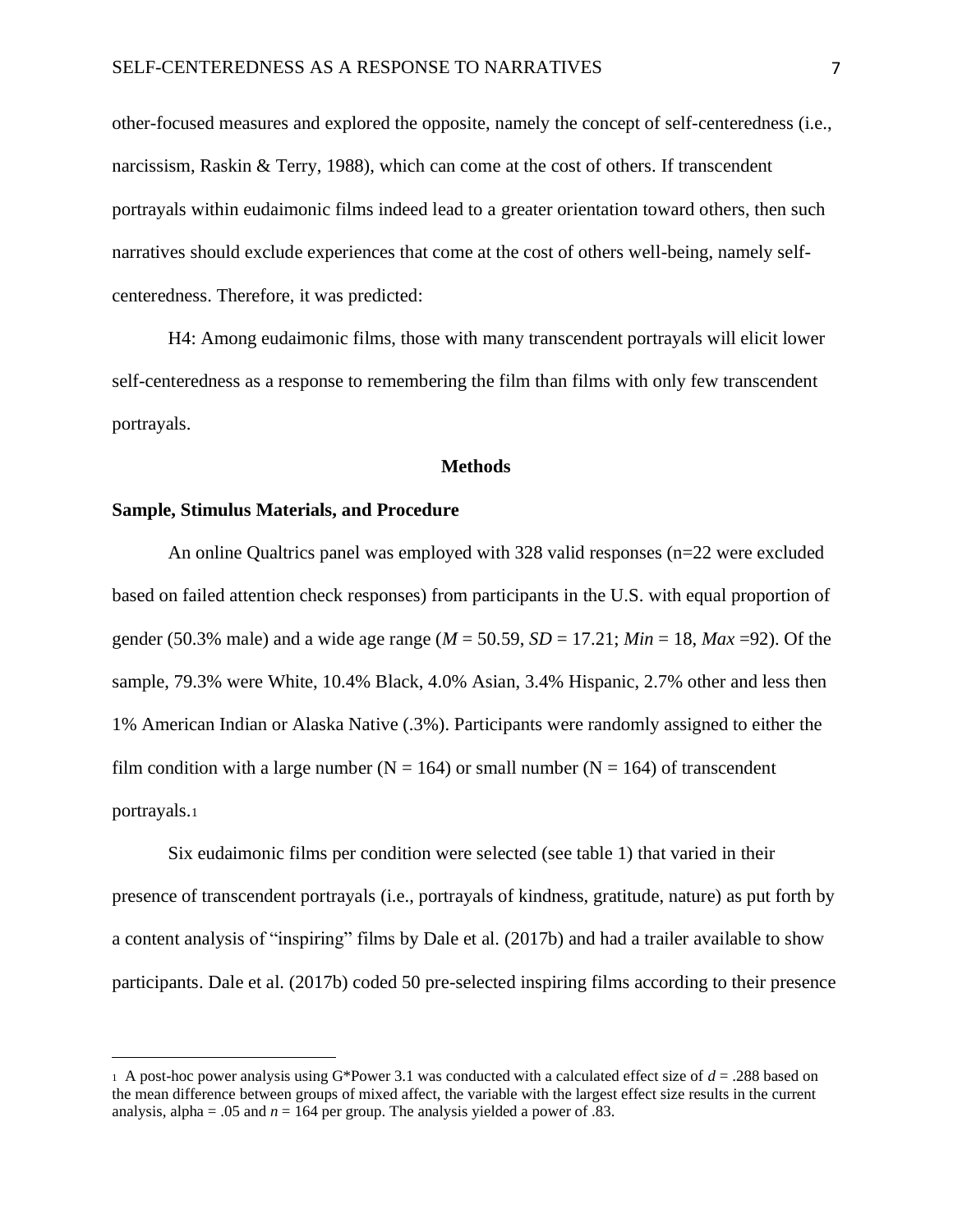other-focused measures and explored the opposite, namely the concept of self-centeredness (i.e., narcissism, Raskin & Terry, 1988), which can come at the cost of others. If transcendent portrayals within eudaimonic films indeed lead to a greater orientation toward others, then such narratives should exclude experiences that come at the cost of others well-being, namely self-centeredness. Therefore, it was predicted:

H4: Among eudaimonic films, those with many transcendent portrayals will elicit lower self-centeredness as a response to remembering the film than films with only few transcendent portrayals.

## Methods

### Sample, Stimulus Materials, and Procedure

An online Qualtrics panel was employed with 328 valid responses (n=22 were excluded based on failed attention check responses) from participants in the U.S. with equal proportion of gender (50.3% male) and a wide age range ($M$ = 50.59, $SD$ = 17.21; $Min$ = 18, $Max$ =92). Of the sample, 79.3% were White, 10.4% Black, 4.0% Asian, 3.4% Hispanic, 2.7% other and less then 1% American Indian or Alaska Native (.3%). Participants were randomly assigned to either the film condition with a large number (N = 164) or small number (N = 164) of transcendent portrayals.[1]

Six eudaimonic films per condition were selected (see table 1) that varied in their presence of transcendent portrayals (i.e., portrayals of kindness, gratitude, nature) as put forth by a content analysis of "inspiring" films by Dale et al. (2017b) and had a trailer available to show participants. Dale et al. (2017b) coded 50 pre-selected inspiring films according to their presence

[1] A post-hoc power analysis using G*Power 3.1 was conducted with a calculated effect size of $d$ = .288 based on the mean difference between groups of mixed affect, the variable with the largest effect size results in the current analysis, alpha = .05 and $n$ = 164 per group. The analysis yielded a power of .83.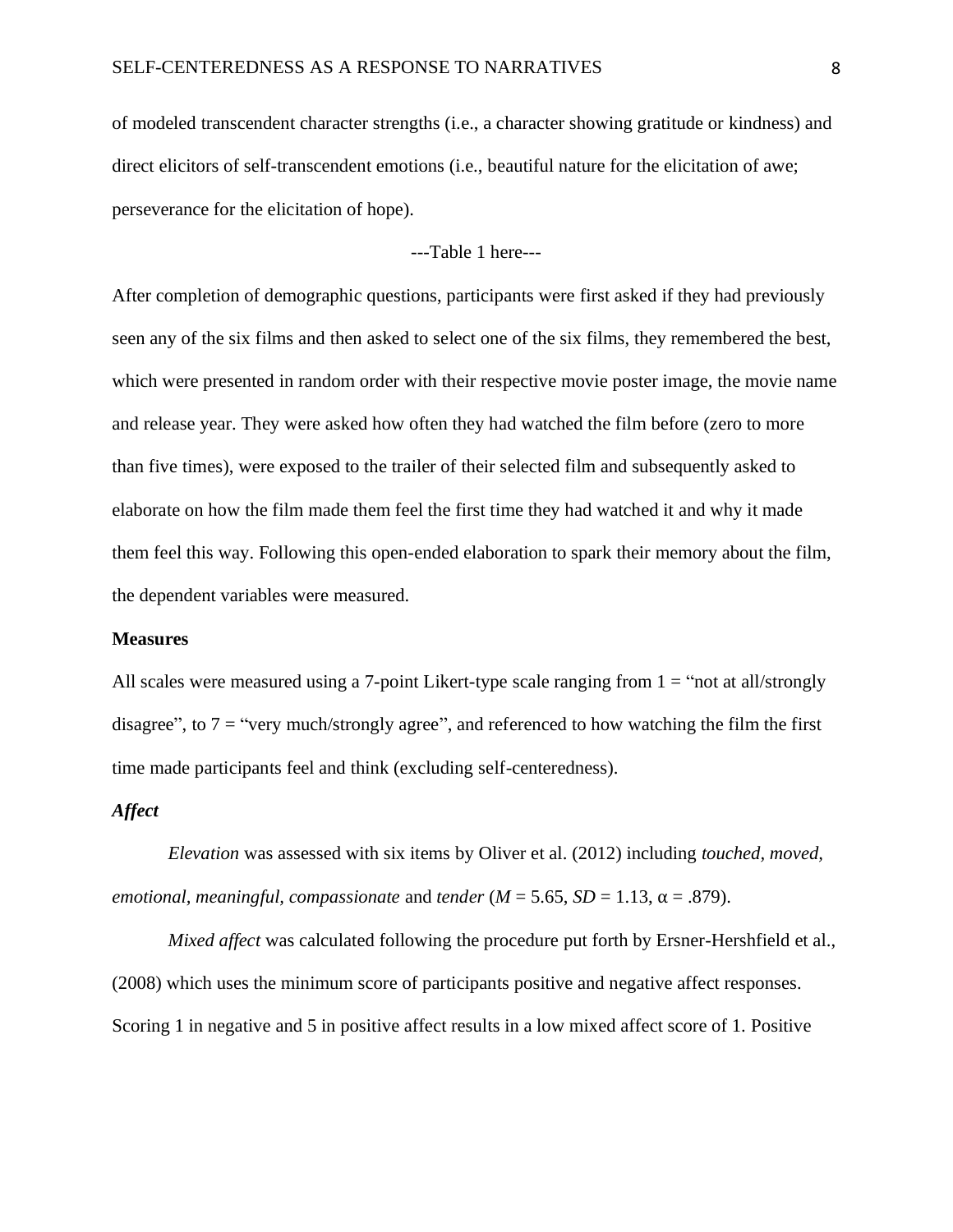of modeled transcendent character strengths (i.e., a character showing gratitude or kindness) and direct elicitors of self-transcendent emotions (i.e., beautiful nature for the elicitation of awe; perseverance for the elicitation of hope).

---Table 1 here---

After completion of demographic questions, participants were first asked if they had previously seen any of the six films and then asked to select one of the six films, they remembered the best, which were presented in random order with their respective movie poster image, the movie name and release year. They were asked how often they had watched the film before (zero to more than five times), were exposed to the trailer of their selected film and subsequently asked to elaborate on how the film made them feel the first time they had watched it and why it made them feel this way. Following this open-ended elaboration to spark their memory about the film, the dependent variables were measured.

**Measures**

All scales were measured using a 7-point Likert-type scale ranging from 1 = "not at all/strongly disagree", to 7 = "very much/strongly agree", and referenced to how watching the film the first time made participants feel and think (excluding self-centeredness).

***Affect***

*Elevation* was assessed with six items by Oliver et al. (2012) including *touched*, *moved, emotional*, *meaningful, compassionate* and *tender* ($M$ = 5.65, $SD$ = 1.13, α = .879).

*Mixed affect* was calculated following the procedure put forth by Ersner-Hershfield et al., (2008) which uses the minimum score of participants positive and negative affect responses. Scoring 1 in negative and 5 in positive affect results in a low mixed affect score of 1. Positive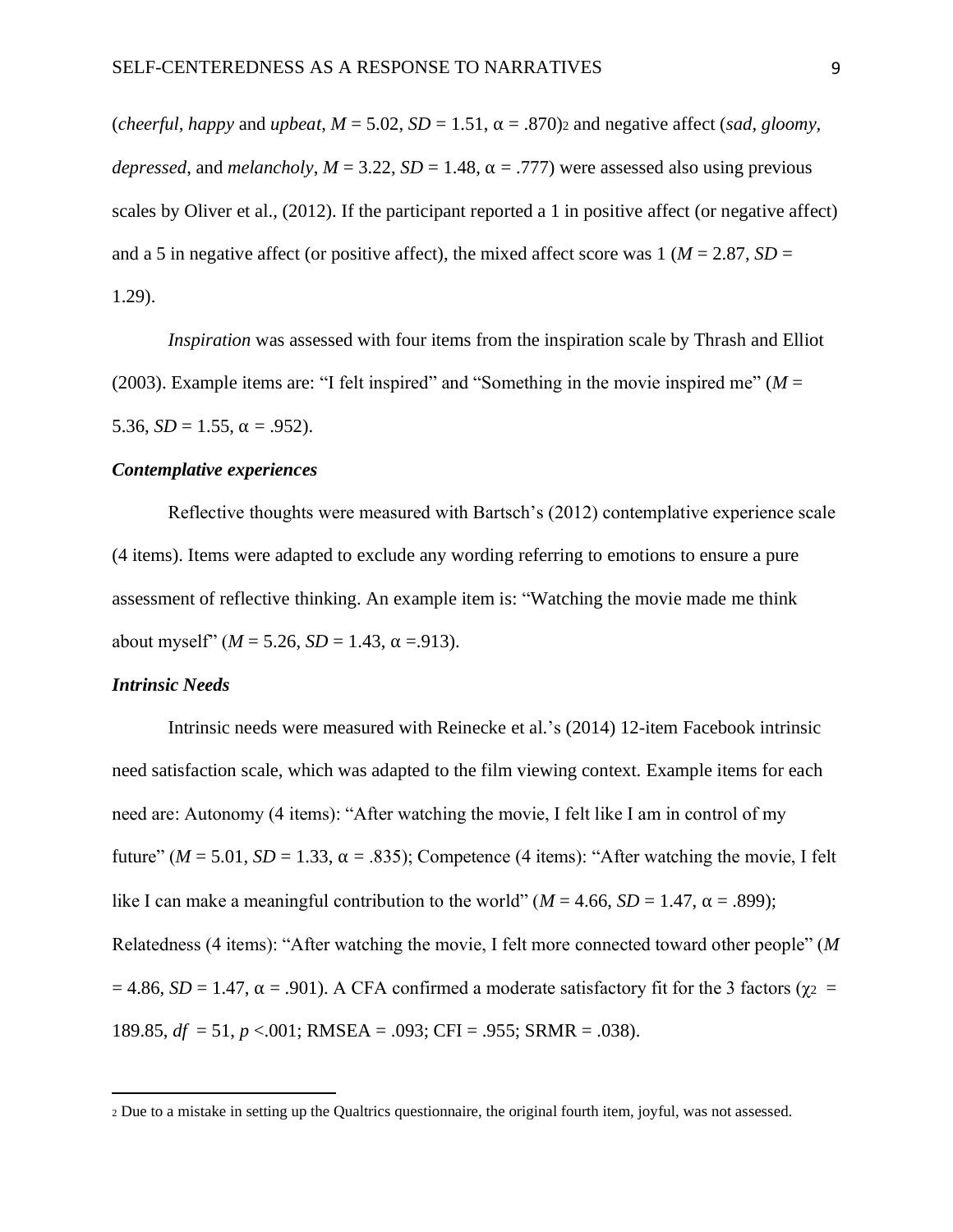(*cheerful*, *happy* and *upbeat*, $M = 5.02$, $SD = 1.51$, $\alpha = .870$)[2] and negative affect (*sad*, *gloomy*, *depressed*, and *melancholy*, $M = 3.22$, $SD = 1.48$, $\alpha = .777$) were assessed also using previous scales by Oliver et al., (2012). If the participant reported a 1 in positive affect (or negative affect) and a 5 in negative affect (or positive affect), the mixed affect score was 1 ($M = 2.87$, $SD = 1.29$).

*Inspiration* was assessed with four items from the inspiration scale by Thrash and Elliot (2003). Example items are: "I felt inspired" and "Something in the movie inspired me" ($M = 5.36$, $SD = 1.55$, $\alpha = .952$).

### *Contemplative experiences*

Reflective thoughts were measured with Bartsch's (2012) contemplative experience scale (4 items). Items were adapted to exclude any wording referring to emotions to ensure a pure assessment of reflective thinking. An example item is: "Watching the movie made me think about myself" ($M = 5.26$, $SD = 1.43$, $\alpha = .913$).

### *Intrinsic Needs*

Intrinsic needs were measured with Reinecke et al.'s (2014) 12-item Facebook intrinsic need satisfaction scale, which was adapted to the film viewing context. Example items for each need are: Autonomy (4 items): "After watching the movie, I felt like I am in control of my future" ($M = 5.01$, $SD = 1.33$, $\alpha = .835$); Competence (4 items): "After watching the movie, I felt like I can make a meaningful contribution to the world" ($M = 4.66$, $SD = 1.47$, $\alpha = .899$); Relatedness (4 items): "After watching the movie, I felt more connected toward other people" ($M = 4.86$, $SD = 1.47$, $\alpha = .901$). A CFA confirmed a moderate satisfactory fit for the 3 factors ($\chi^2 = 189.85$, $df = 51$, $p < .001$; RMSEA = .093; CFI = .955; SRMR = .038).

---

[2] Due to a mistake in setting up the Qualtrics questionnaire, the original fourth item, joyful, was not assessed.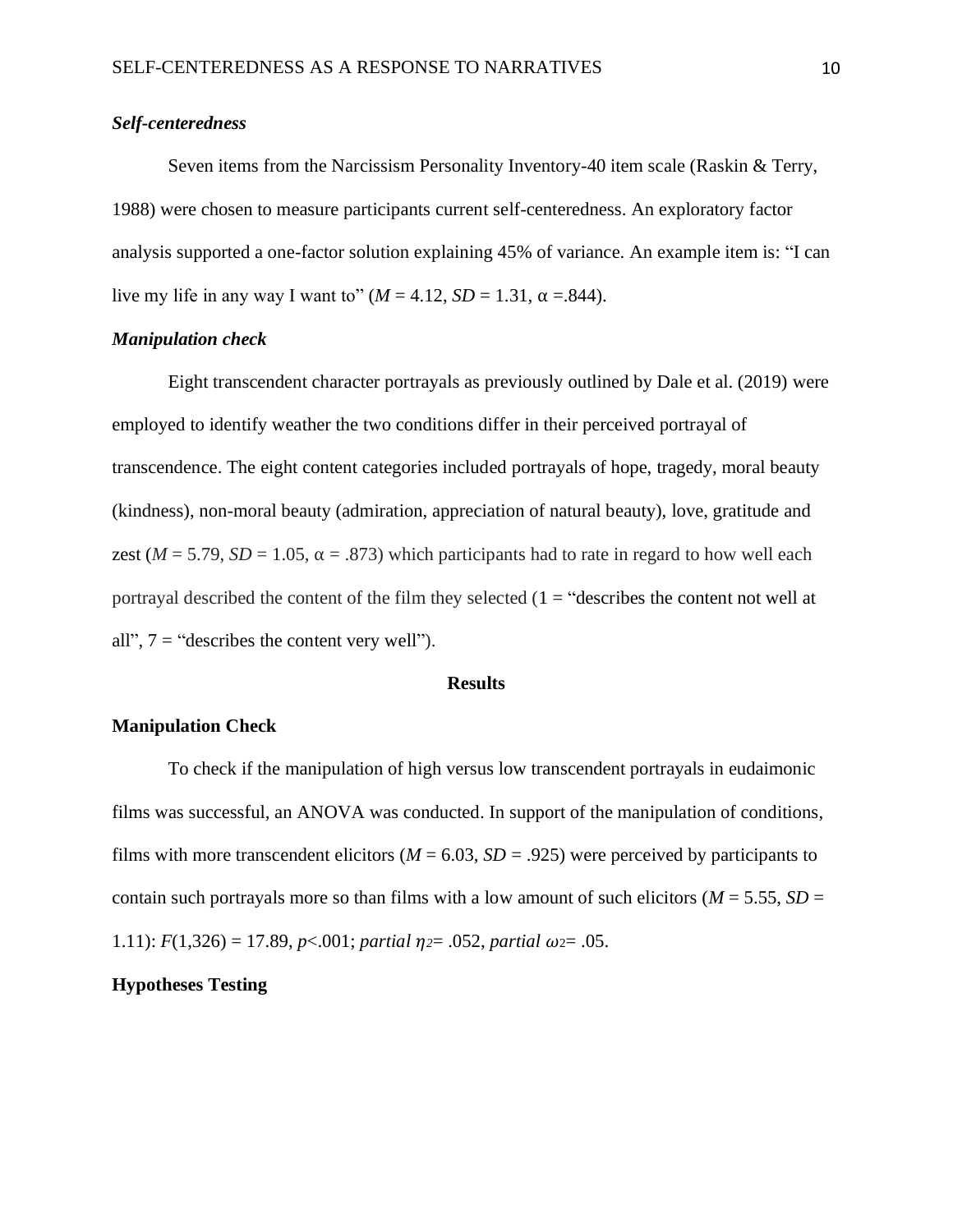### *Self-centeredness*

Seven items from the Narcissism Personality Inventory-40 item scale (Raskin & Terry, 1988) were chosen to measure participants current self-centeredness. An exploratory factor analysis supported a one-factor solution explaining 45% of variance. An example item is: “I can live my life in any way I want to” ($M$ = 4.12, $SD$ = 1.31, $\alpha$ =.844).

### *Manipulation check*

Eight transcendent character portrayals as previously outlined by Dale et al. (2019) were employed to identify weather the two conditions differ in their perceived portrayal of transcendence. The eight content categories included portrayals of hope, tragedy, moral beauty (kindness), non-moral beauty (admiration, appreciation of natural beauty), love, gratitude and zest ($M$ = 5.79, $SD$ = 1.05, $\alpha$ = .873) which participants had to rate in regard to how well each portrayal described the content of the film they selected (1 = “describes the content not well at all”, 7 = “describes the content very well”).

## Results

### Manipulation Check

To check if the manipulation of high versus low transcendent portrayals in eudaimonic films was successful, an ANOVA was conducted. In support of the manipulation of conditions, films with more transcendent elicitors ($M$ = 6.03, $SD$ = .925) were perceived by participants to contain such portrayals more so than films with a low amount of such elicitors ($M$ = 5.55, $SD$ = 1.11): $F(1,326) = 17.89$, $p<.001$; *partial* $\eta^2$= .052, *partial* $\omega^2$= .05.

### Hypotheses Testing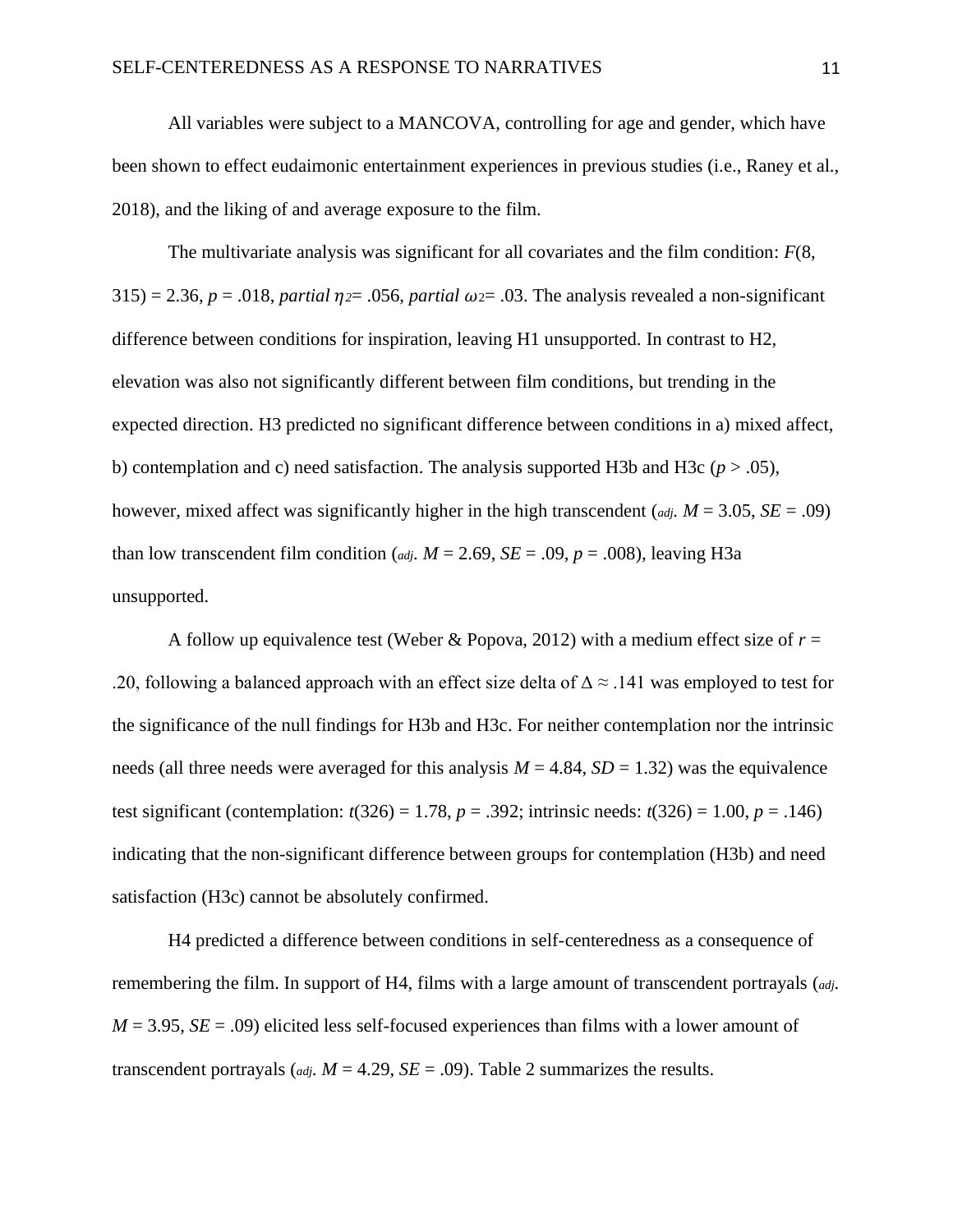All variables were subject to a MANCOVA, controlling for age and gender, which have been shown to effect eudaimonic entertainment experiences in previous studies (i.e., Raney et al., 2018), and the liking of and average exposure to the film.

The multivariate analysis was significant for all covariates and the film condition: $F(8, 315) = 2.36$, $p = .018$, *partial* $\eta^2 = .056$, *partial* $\omega^2 = .03$. The analysis revealed a non-significant difference between conditions for inspiration, leaving H1 unsupported. In contrast to H2, elevation was also not significantly different between film conditions, but trending in the expected direction. H3 predicted no significant difference between conditions in a) mixed affect, b) contemplation and c) need satisfaction. The analysis supported H3b and H3c ($p > .05$), however, mixed affect was significantly higher in the high transcendent ($_{adj}$. $M = 3.05$, $SE = .09$) than low transcendent film condition ($_{adj}$. $M = 2.69$, $SE = .09$, $p = .008$), leaving H3a unsupported.

A follow up equivalence test (Weber & Popova, 2012) with a medium effect size of $r = .20$, following a balanced approach with an effect size delta of $\Delta \approx .141$ was employed to test for the significance of the null findings for H3b and H3c. For neither contemplation nor the intrinsic needs (all three needs were averaged for this analysis $M = 4.84$, $SD = 1.32$) was the equivalence test significant (contemplation: $t(326) = 1.78$, $p = .392$; intrinsic needs: $t(326) = 1.00$, $p = .146$) indicating that the non-significant difference between groups for contemplation (H3b) and need satisfaction (H3c) cannot be absolutely confirmed.

H4 predicted a difference between conditions in self-centeredness as a consequence of remembering the film. In support of H4, films with a large amount of transcendent portrayals ($_{adj}$. $M = 3.95$, $SE = .09$) elicited less self-focused experiences than films with a lower amount of transcendent portrayals ($_{adj}$. $M = 4.29$, $SE = .09$). Table 2 summarizes the results.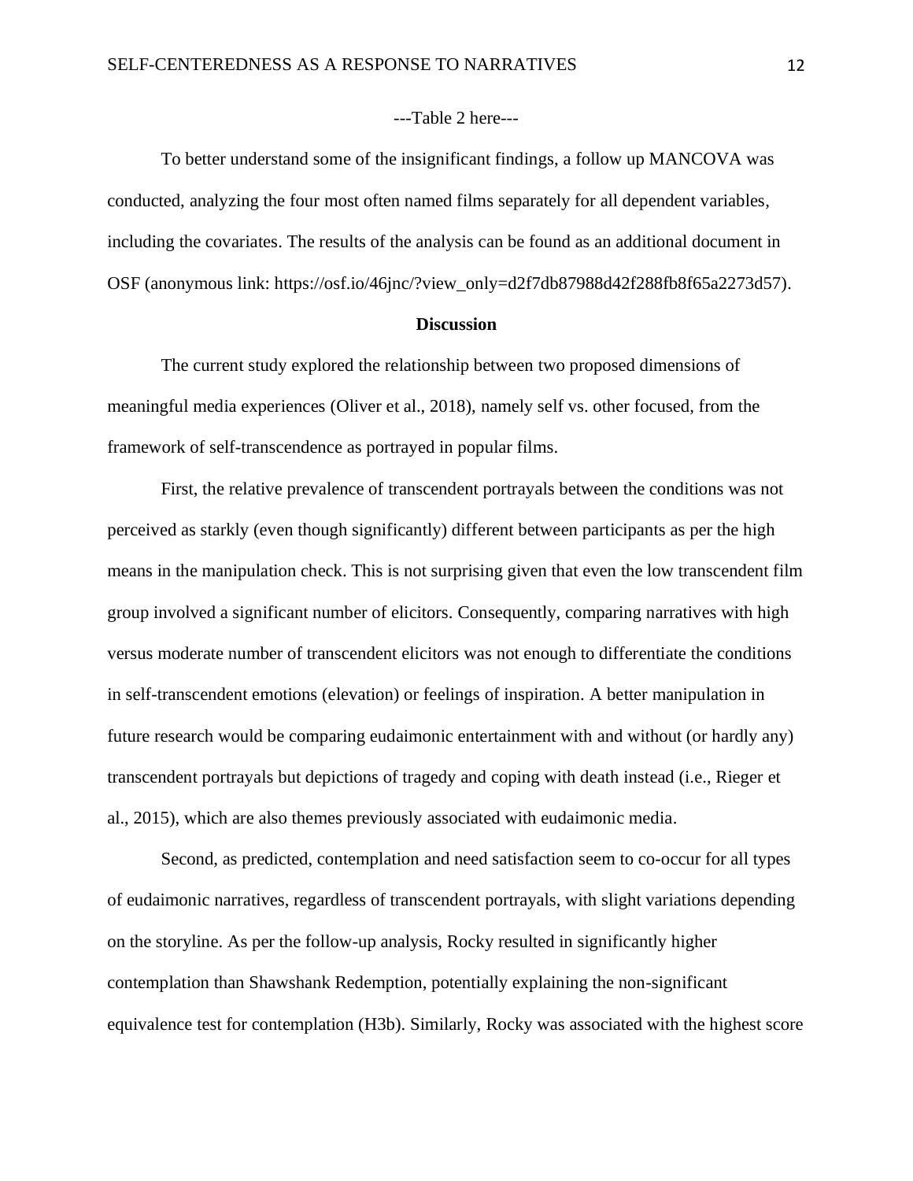---Table 2 here---

To better understand some of the insignificant findings, a follow up MANCOVA was conducted, analyzing the four most often named films separately for all dependent variables, including the covariates. The results of the analysis can be found as an additional document in OSF (anonymous link: https://osf.io/46jnc/?view_only=d2f7db87988d42f288fb8f65a2273d57).

## Discussion

The current study explored the relationship between two proposed dimensions of meaningful media experiences (Oliver et al., 2018), namely self vs. other focused, from the framework of self-transcendence as portrayed in popular films.

First, the relative prevalence of transcendent portrayals between the conditions was not perceived as starkly (even though significantly) different between participants as per the high means in the manipulation check. This is not surprising given that even the low transcendent film group involved a significant number of elicitors. Consequently, comparing narratives with high versus moderate number of transcendent elicitors was not enough to differentiate the conditions in self-transcendent emotions (elevation) or feelings of inspiration. A better manipulation in future research would be comparing eudaimonic entertainment with and without (or hardly any) transcendent portrayals but depictions of tragedy and coping with death instead (i.e., Rieger et al., 2015), which are also themes previously associated with eudaimonic media.

Second, as predicted, contemplation and need satisfaction seem to co-occur for all types of eudaimonic narratives, regardless of transcendent portrayals, with slight variations depending on the storyline. As per the follow-up analysis, Rocky resulted in significantly higher contemplation than Shawshank Redemption, potentially explaining the non-significant equivalence test for contemplation (H3b). Similarly, Rocky was associated with the highest score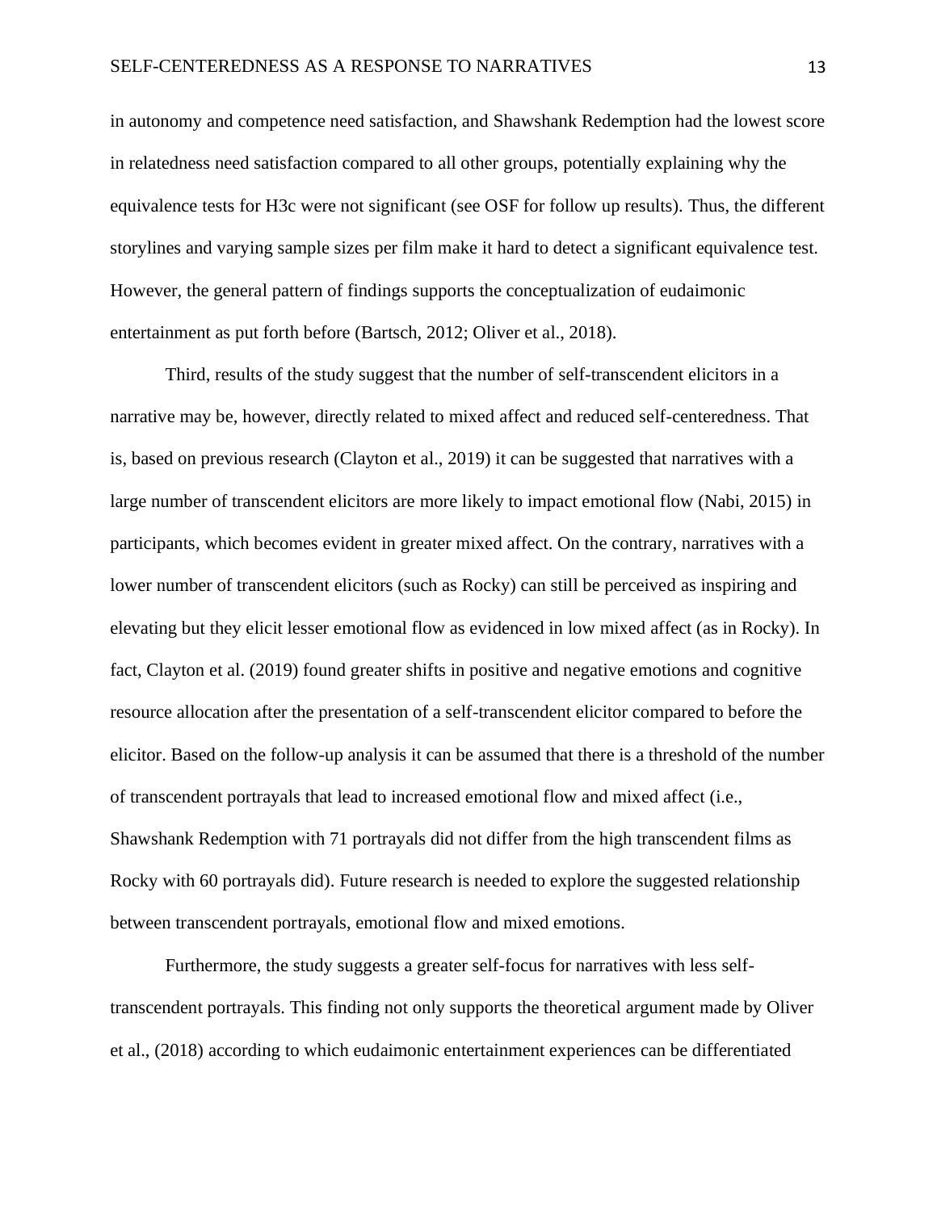in autonomy and competence need satisfaction, and Shawshank Redemption had the lowest score in relatedness need satisfaction compared to all other groups, potentially explaining why the equivalence tests for H3c were not significant (see OSF for follow up results). Thus, the different storylines and varying sample sizes per film make it hard to detect a significant equivalence test. However, the general pattern of findings supports the conceptualization of eudaimonic entertainment as put forth before (Bartsch, 2012; Oliver et al., 2018).

Third, results of the study suggest that the number of self-transcendent elicitors in a narrative may be, however, directly related to mixed affect and reduced self-centeredness. That is, based on previous research (Clayton et al., 2019) it can be suggested that narratives with a large number of transcendent elicitors are more likely to impact emotional flow (Nabi, 2015) in participants, which becomes evident in greater mixed affect. On the contrary, narratives with a lower number of transcendent elicitors (such as Rocky) can still be perceived as inspiring and elevating but they elicit lesser emotional flow as evidenced in low mixed affect (as in Rocky). In fact, Clayton et al. (2019) found greater shifts in positive and negative emotions and cognitive resource allocation after the presentation of a self-transcendent elicitor compared to before the elicitor. Based on the follow-up analysis it can be assumed that there is a threshold of the number of transcendent portrayals that lead to increased emotional flow and mixed affect (i.e., Shawshank Redemption with 71 portrayals did not differ from the high transcendent films as Rocky with 60 portrayals did). Future research is needed to explore the suggested relationship between transcendent portrayals, emotional flow and mixed emotions.

Furthermore, the study suggests a greater self-focus for narratives with less self-transcendent portrayals. This finding not only supports the theoretical argument made by Oliver et al., (2018) according to which eudaimonic entertainment experiences can be differentiated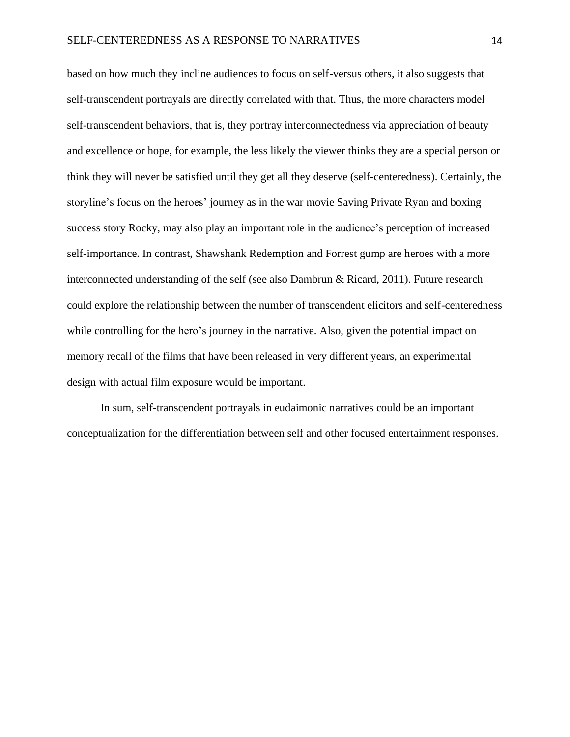based on how much they incline audiences to focus on self-versus others, it also suggests that self-transcendent portrayals are directly correlated with that. Thus, the more characters model self-transcendent behaviors, that is, they portray interconnectedness via appreciation of beauty and excellence or hope, for example, the less likely the viewer thinks they are a special person or think they will never be satisfied until they get all they deserve (self-centeredness). Certainly, the storyline's focus on the heroes' journey as in the war movie Saving Private Ryan and boxing success story Rocky, may also play an important role in the audience's perception of increased self-importance. In contrast, Shawshank Redemption and Forrest gump are heroes with a more interconnected understanding of the self (see also Dambrun & Ricard, 2011). Future research could explore the relationship between the number of transcendent elicitors and self-centeredness while controlling for the hero's journey in the narrative. Also, given the potential impact on memory recall of the films that have been released in very different years, an experimental design with actual film exposure would be important.

In sum, self-transcendent portrayals in eudaimonic narratives could be an important conceptualization for the differentiation between self and other focused entertainment responses.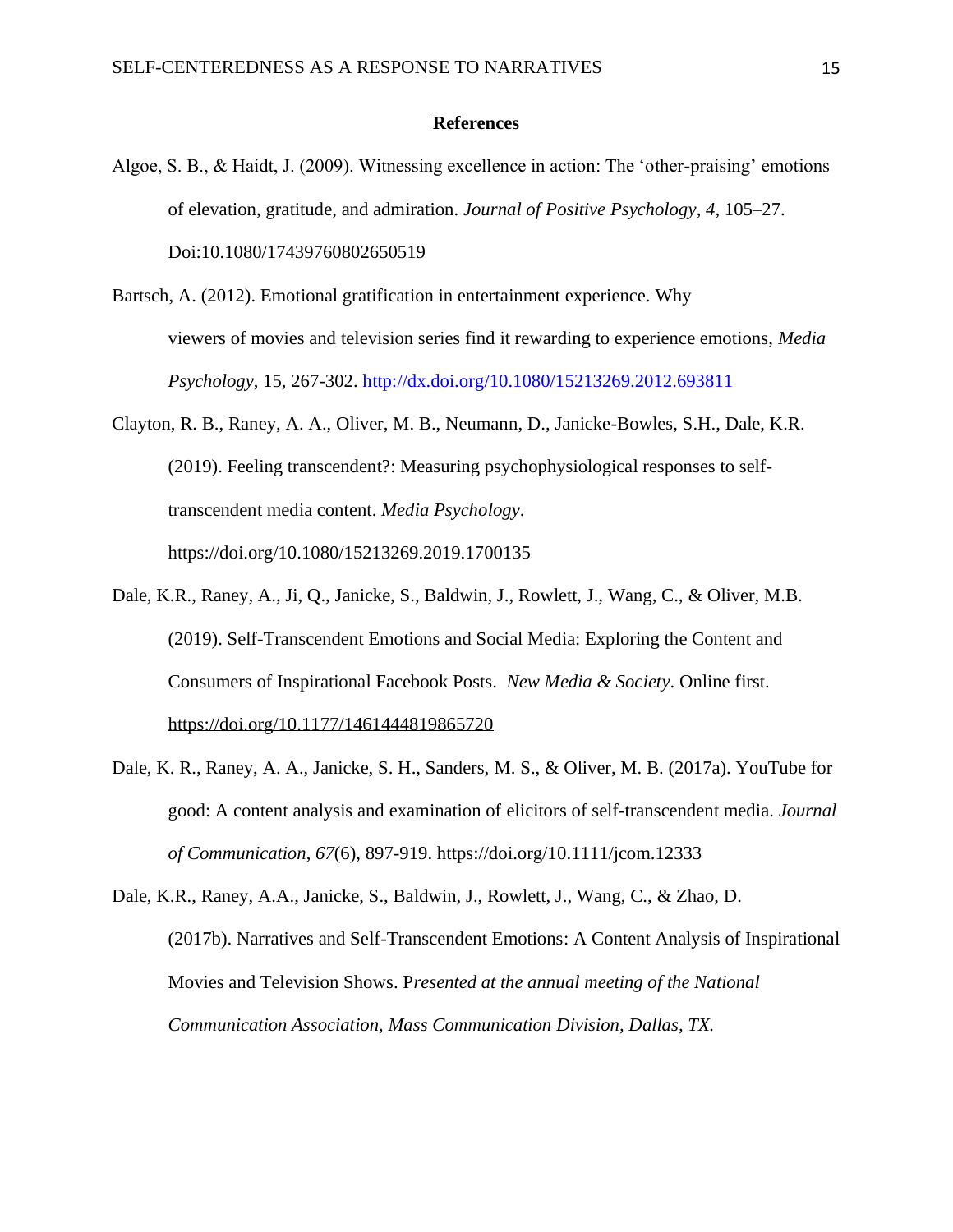**References**

Algoe, S. B., & Haidt, J. (2009). Witnessing excellence in action: The 'other-praising' emotions of elevation, gratitude, and admiration. *Journal of Positive Psychology*, *4*, 105–27. Doi:10.1080/17439760802650519

Bartsch, A. (2012). Emotional gratification in entertainment experience. Why viewers of movies and television series find it rewarding to experience emotions, *Media Psychology*, 15, 267-302. http://dx.doi.org/10.1080/15213269.2012.693811

Clayton, R. B., Raney, A. A., Oliver, M. B., Neumann, D., Janicke-Bowles, S.H., Dale, K.R. (2019). Feeling transcendent?: Measuring psychophysiological responses to self-transcendent media content. *Media Psychology*. https://doi.org/10.1080/15213269.2019.1700135

Dale, K.R., Raney, A., Ji, Q., Janicke, S., Baldwin, J., Rowlett, J., Wang, C., & Oliver, M.B. (2019). Self-Transcendent Emotions and Social Media: Exploring the Content and Consumers of Inspirational Facebook Posts. *New Media & Society*. Online first. https://doi.org/10.1177/1461444819865720

Dale, K. R., Raney, A. A., Janicke, S. H., Sanders, M. S., & Oliver, M. B. (2017a). YouTube for good: A content analysis and examination of elicitors of self-transcendent media. *Journal of Communication*, *67*(6), 897-919. https://doi.org/10.1111/jcom.12333

Dale, K.R., Raney, A.A., Janicke, S., Baldwin, J., Rowlett, J., Wang, C., & Zhao, D. (2017b). Narratives and Self-Transcendent Emotions: A Content Analysis of Inspirational Movies and Television Shows. P*resented at the annual meeting of the National Communication Association, Mass Communication Division, Dallas, TX.*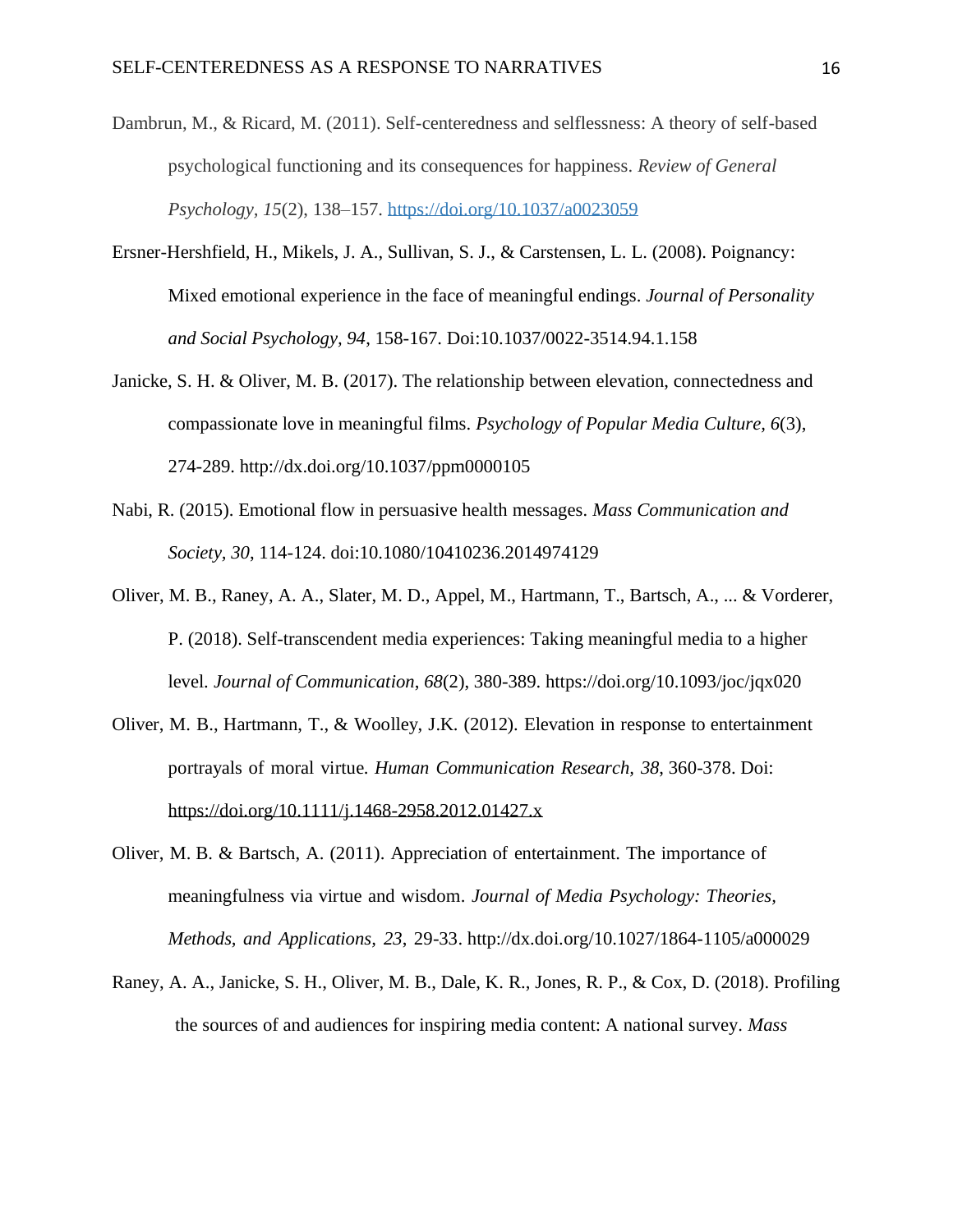Dambrun, M., & Ricard, M. (2011). Self-centeredness and selflessness: A theory of self-based psychological functioning and its consequences for happiness. *Review of General Psychology*, *15*(2), 138–157. https://doi.org/10.1037/a0023059

Ersner-Hershfield, H., Mikels, J. A., Sullivan, S. J., & Carstensen, L. L. (2008). Poignancy: Mixed emotional experience in the face of meaningful endings. *Journal of Personality and Social Psychology, 94*, 158-167. Doi:10.1037/0022-3514.94.1.158

Janicke, S. H. & Oliver, M. B. (2017). The relationship between elevation, connectedness and compassionate love in meaningful films. *Psychology of Popular Media Culture, 6*(3), 274-289. http://dx.doi.org/10.1037/ppm0000105

Nabi, R. (2015). Emotional flow in persuasive health messages. *Mass Communication and Society, 30*, 114-124. doi:10.1080/10410236.2014974129

Oliver, M. B., Raney, A. A., Slater, M. D., Appel, M., Hartmann, T., Bartsch, A., ... & Vorderer, P. (2018). Self-transcendent media experiences: Taking meaningful media to a higher level. *Journal of Communication*, *68*(2), 380-389. https://doi.org/10.1093/joc/jqx020

Oliver, M. B., Hartmann, T., & Woolley, J.K. (2012). Elevation in response to entertainment portrayals of moral virtue. *Human Communication Research, 38*, 360-378. Doi: https://doi.org/10.1111/j.1468-2958.2012.01427.x

Oliver, M. B. & Bartsch, A. (2011). Appreciation of entertainment. The importance of meaningfulness via virtue and wisdom. *Journal of Media Psychology: Theories, Methods, and Applications, 23*, 29-33. http://dx.doi.org/10.1027/1864-1105/a000029

Raney, A. A., Janicke, S. H., Oliver, M. B., Dale, K. R., Jones, R. P., & Cox, D. (2018). Profiling the sources of and audiences for inspiring media content: A national survey. *Mass*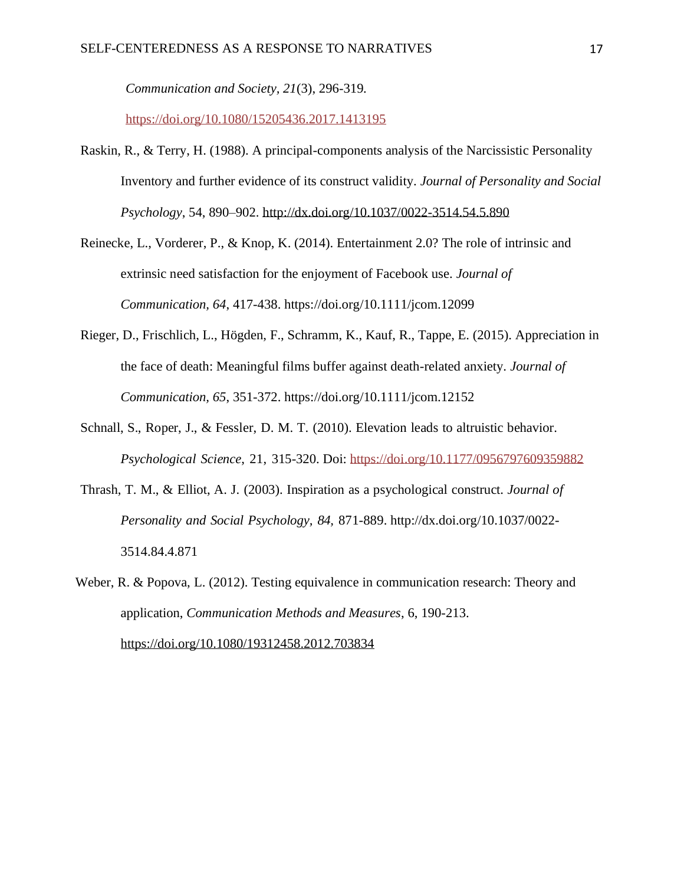*Communication and Society*, *21*(3), 296-319. https://doi.org/10.1080/15205436.2017.1413195

Raskin, R., & Terry, H. (1988). A principal-components analysis of the Narcissistic Personality Inventory and further evidence of its construct validity. *Journal of Personality and Social Psychology*, 54, 890–902. http://dx.doi.org/10.1037/0022-3514.54.5.890

Reinecke, L., Vorderer, P., & Knop, K. (2014). Entertainment 2.0? The role of intrinsic and extrinsic need satisfaction for the enjoyment of Facebook use. *Journal of Communication, 64*, 417-438. https://doi.org/10.1111/jcom.12099

Rieger, D., Frischlich, L., Högden, F., Schramm, K., Kauf, R., Tappe, E. (2015). Appreciation in the face of death: Meaningful films buffer against death-related anxiety. *Journal of Communication, 65*, 351-372. https://doi.org/10.1111/jcom.12152

Schnall, S., Roper, J., & Fessler, D. M. T. (2010). Elevation leads to altruistic behavior. *Psychological Science*, 21, 315-320. Doi: https://doi.org/10.1177/0956797609359882

Thrash, T. M., & Elliot, A. J. (2003). Inspiration as a psychological construct. *Journal of Personality and Social Psychology, 84,* 871-889. http://dx.doi.org/10.1037/0022-3514.84.4.871

Weber, R. & Popova, L. (2012). Testing equivalence in communication research: Theory and application, *Communication Methods and Measures*, 6, 190-213. https://doi.org/10.1080/19312458.2012.703834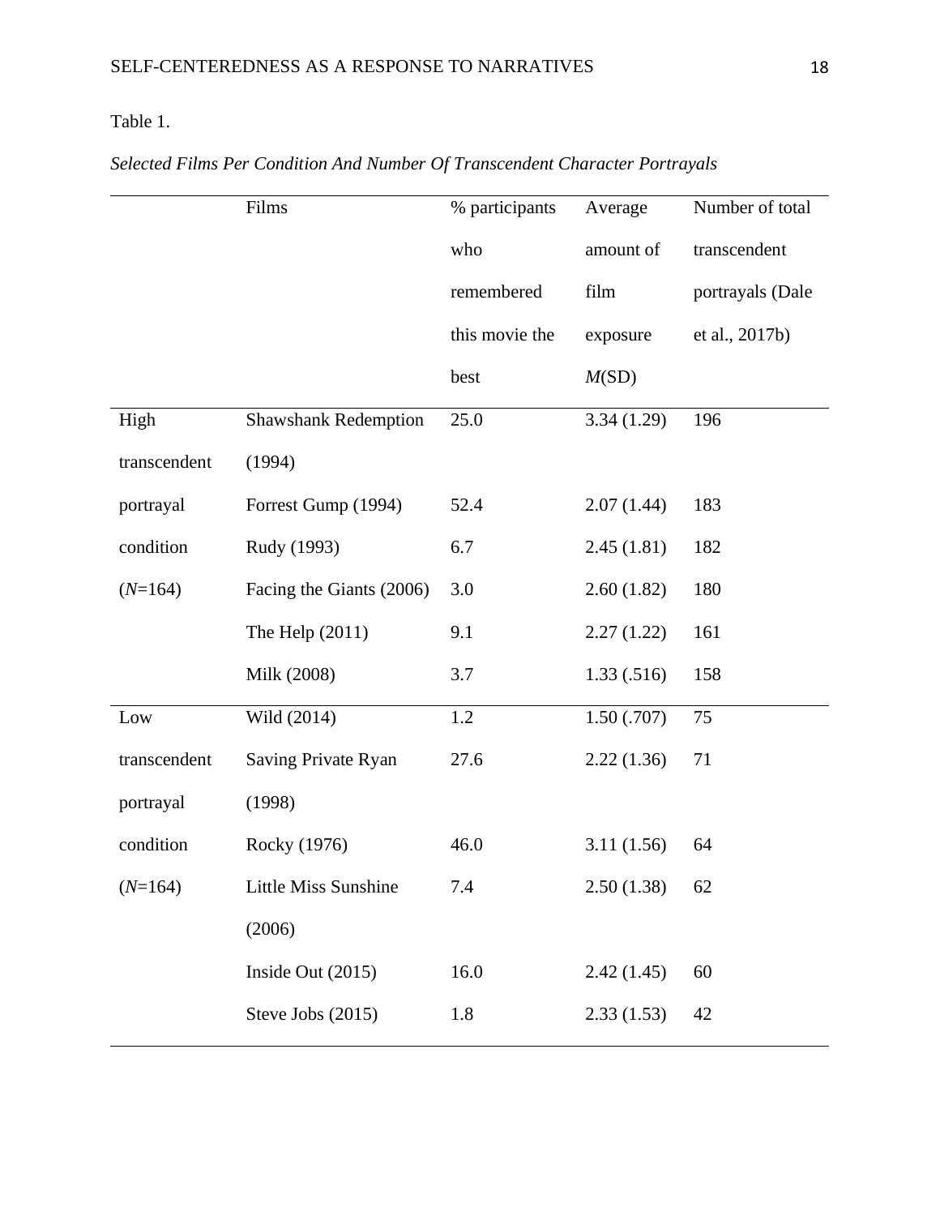Table 1.

*Selected Films Per Condition And Number Of Transcendent Character Portrayals*

| | Films | % participants who remembered this movie the best | Average amount of film exposure *M*(SD) | Number of total transcendent portrayals (Dale et al., 2017b) |
|---|---|---|---|---|
| High transcendent portrayal condition (*N*=164) | Shawshank Redemption (1994) | 25.0 | 3.34 (1.29) | 196 |
| | Forrest Gump (1994) | 52.4 | 2.07 (1.44) | 183 |
| | Rudy (1993) | 6.7 | 2.45 (1.81) | 182 |
| | Facing the Giants (2006) | 3.0 | 2.60 (1.82) | 180 |
| | The Help (2011) | 9.1 | 2.27 (1.22) | 161 |
| | Milk (2008) | 3.7 | 1.33 (.516) | 158 |
| Low transcendent portrayal condition (*N*=164) | Wild (2014) | 1.2 | 1.50 (.707) | 75 |
| | Saving Private Ryan (1998) | 27.6 | 2.22 (1.36) | 71 |
| | Rocky (1976) | 46.0 | 3.11 (1.56) | 64 |
| | Little Miss Sunshine (2006) | 7.4 | 2.50 (1.38) | 62 |
| | Inside Out (2015) | 16.0 | 2.42 (1.45) | 60 |
| | Steve Jobs (2015) | 1.8 | 2.33 (1.53) | 42 |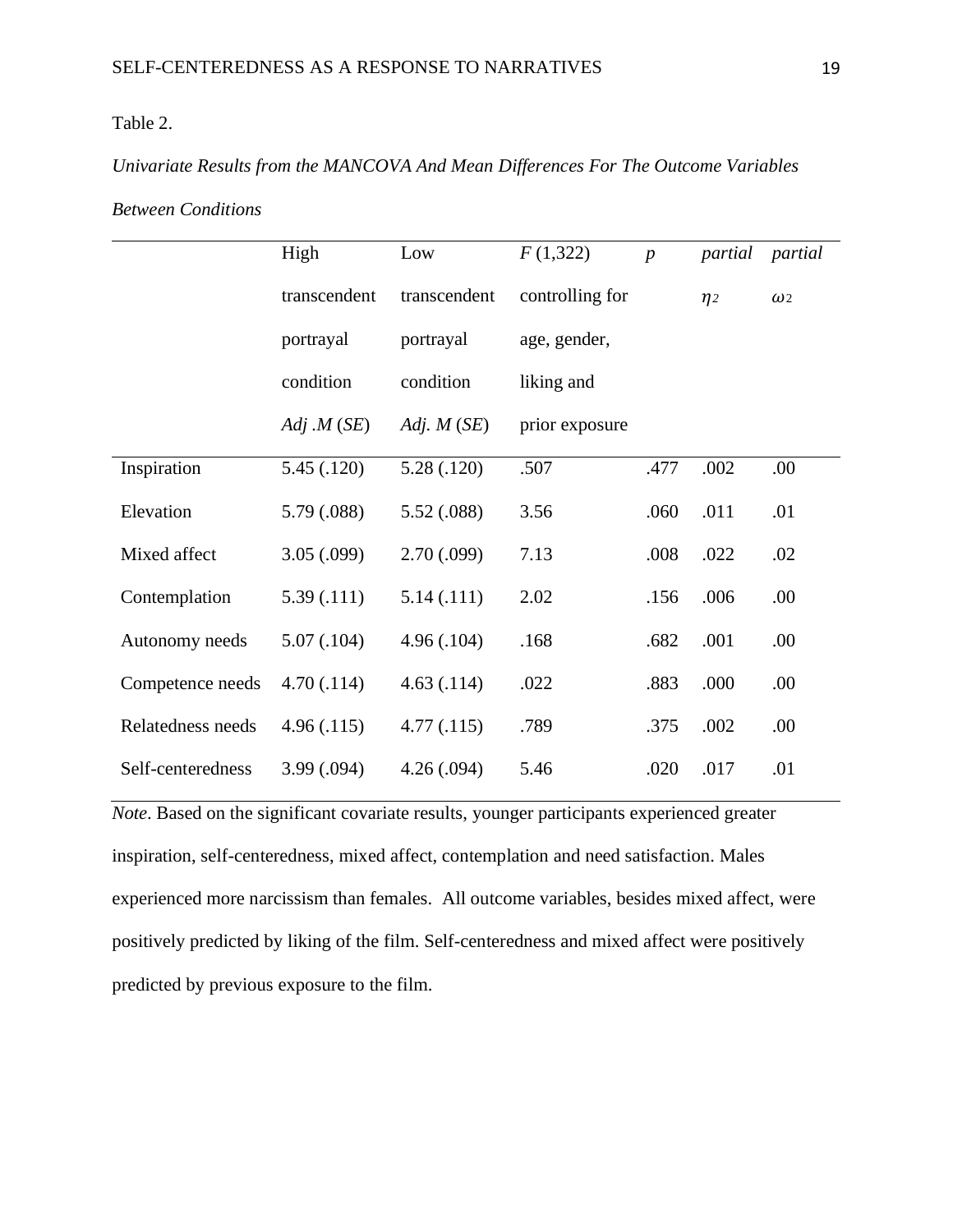Table 2.

*Univariate Results from the MANCOVA And Mean Differences For The Outcome Variables Between Conditions*

| | High transcendent portrayal condition *Adj .M* (*SE*) | Low transcendent portrayal condition *Adj. M* (*SE*) | *F* (1,322) controlling for age, gender, liking and prior exposure | *p* | *partial* $\eta_2$ | *partial* $\omega_2$ |
|---|---|---|---|---|---|---|
| Inspiration | 5.45 (.120) | 5.28 (.120) | .507 | .477 | .002 | .00 |
| Elevation | 5.79 (.088) | 5.52 (.088) | 3.56 | .060 | .011 | .01 |
| Mixed affect | 3.05 (.099) | 2.70 (.099) | 7.13 | .008 | .022 | .02 |
| Contemplation | 5.39 (.111) | 5.14 (.111) | 2.02 | .156 | .006 | .00 |
| Autonomy needs | 5.07 (.104) | 4.96 (.104) | .168 | .682 | .001 | .00 |
| Competence needs | 4.70 (.114) | 4.63 (.114) | .022 | .883 | .000 | .00 |
| Relatedness needs | 4.96 (.115) | 4.77 (.115) | .789 | .375 | .002 | .00 |
| Self-centeredness | 3.99 (.094) | 4.26 (.094) | 5.46 | .020 | .017 | .01 |

*Note*. Based on the significant covariate results, younger participants experienced greater inspiration, self-centeredness, mixed affect, contemplation and need satisfaction. Males experienced more narcissism than females. All outcome variables, besides mixed affect, were positively predicted by liking of the film. Self-centeredness and mixed affect were positively predicted by previous exposure to the film.